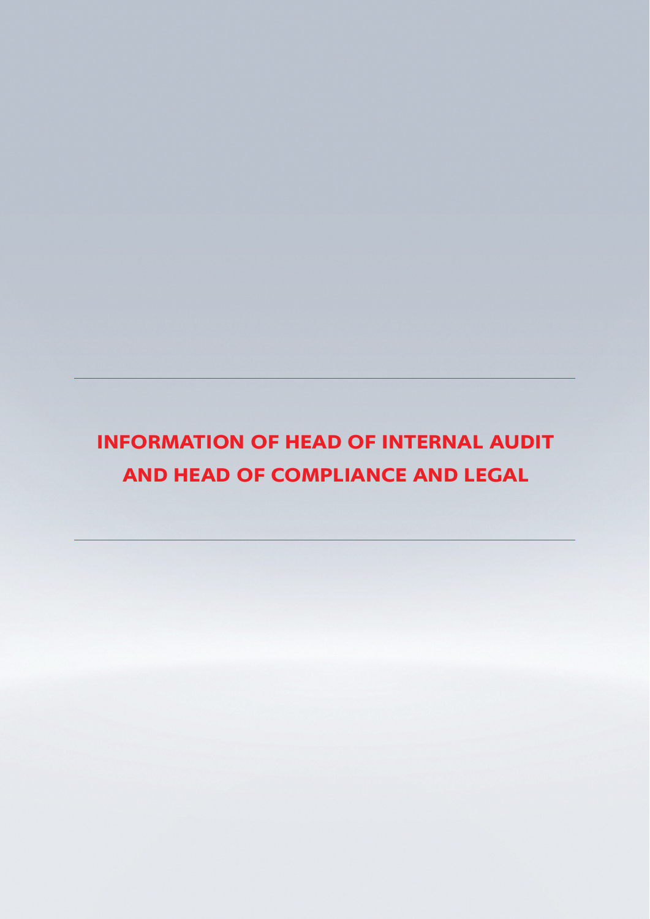# INFORMATION OF HEAD OF INTERNAL AUDIT AND HEAD OF COMPLIANCE AND LEGAL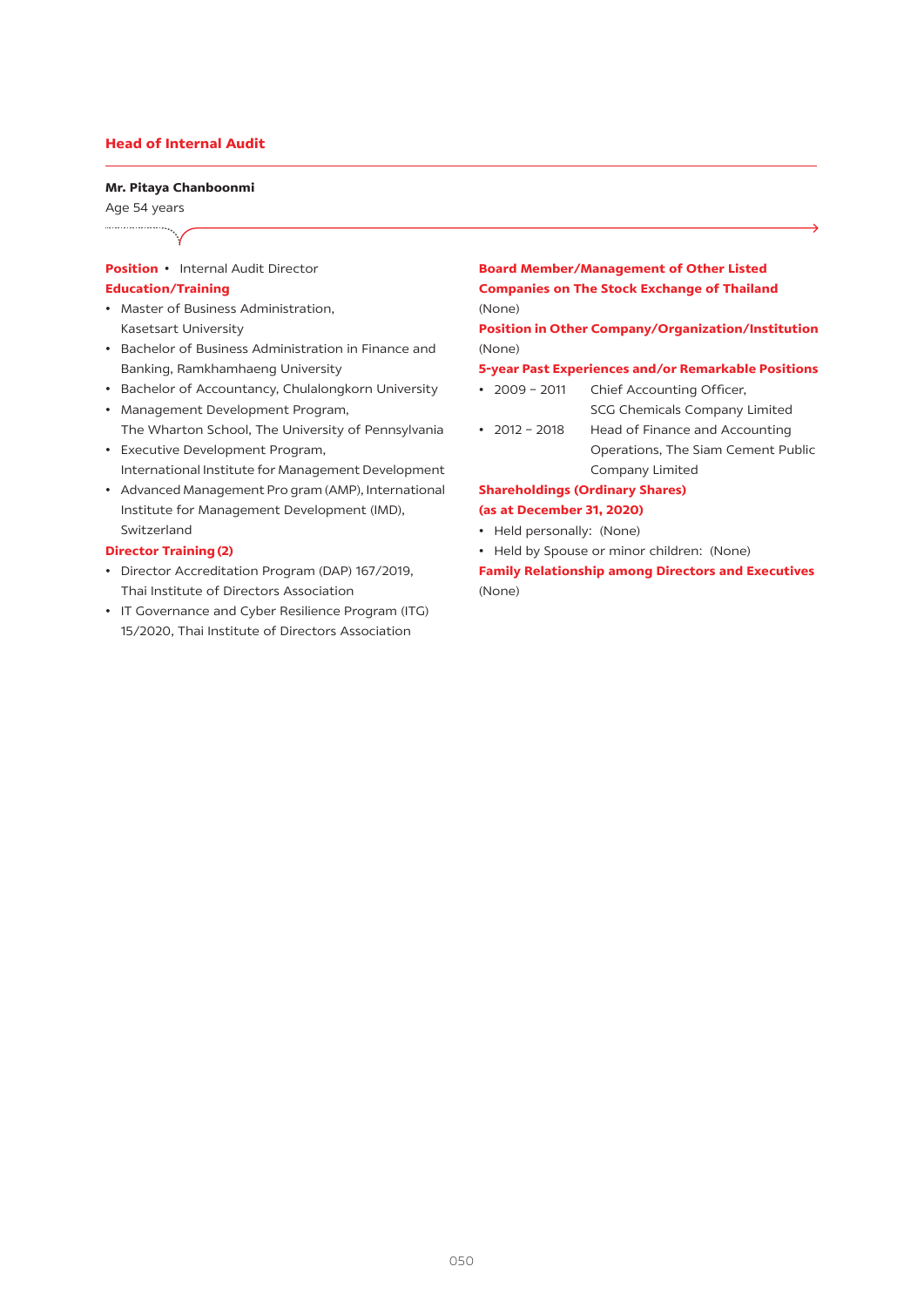## Head of Internal Audit

**Mr. Pitaya Chanboonmi**

Age 54 years

**Position** • Internal Audit Director

**Education/Training**

- Master of Business Administration, Kasetsart University
- Bachelor of Business Administration in Finance and Banking, Ramkhamhaeng University
- Bachelor of Accountancy, Chulalongkorn University
- Management Development Program, The Wharton School, The University of Pennsylvania
- Executive Development Program, International Institute for Management Development
- Advanced Management Pro gram (AMP), International Institute for Management Development (IMD), Switzerland

**Director Training (2)**

- Director Accreditation Program (DAP) 167/2019, Thai Institute of Directors Association
- IT Governance and Cyber Resilience Program (ITG) 15/2020, Thai Institute of Directors Association

**Board Member/Management of Other Listed Companies on The Stock Exchange of Thailand**

(None)

**Position in Other Company/Organization/Institution**

(None)

**5-year Past Experiences and/or Remarkable Positions**

- 2009 – 2011 Chief Accounting Officer, SCG Chemicals Company Limited
- 2012 – 2018 Head of Finance and Accounting Operations, The Siam Cement Public Company Limited

**Shareholdings (Ordinary Shares) (as at December 31, 2020)**

- Held personally: (None)
- Held by Spouse or minor children: (None)

**Family Relationship among Directors and Executives**

(None)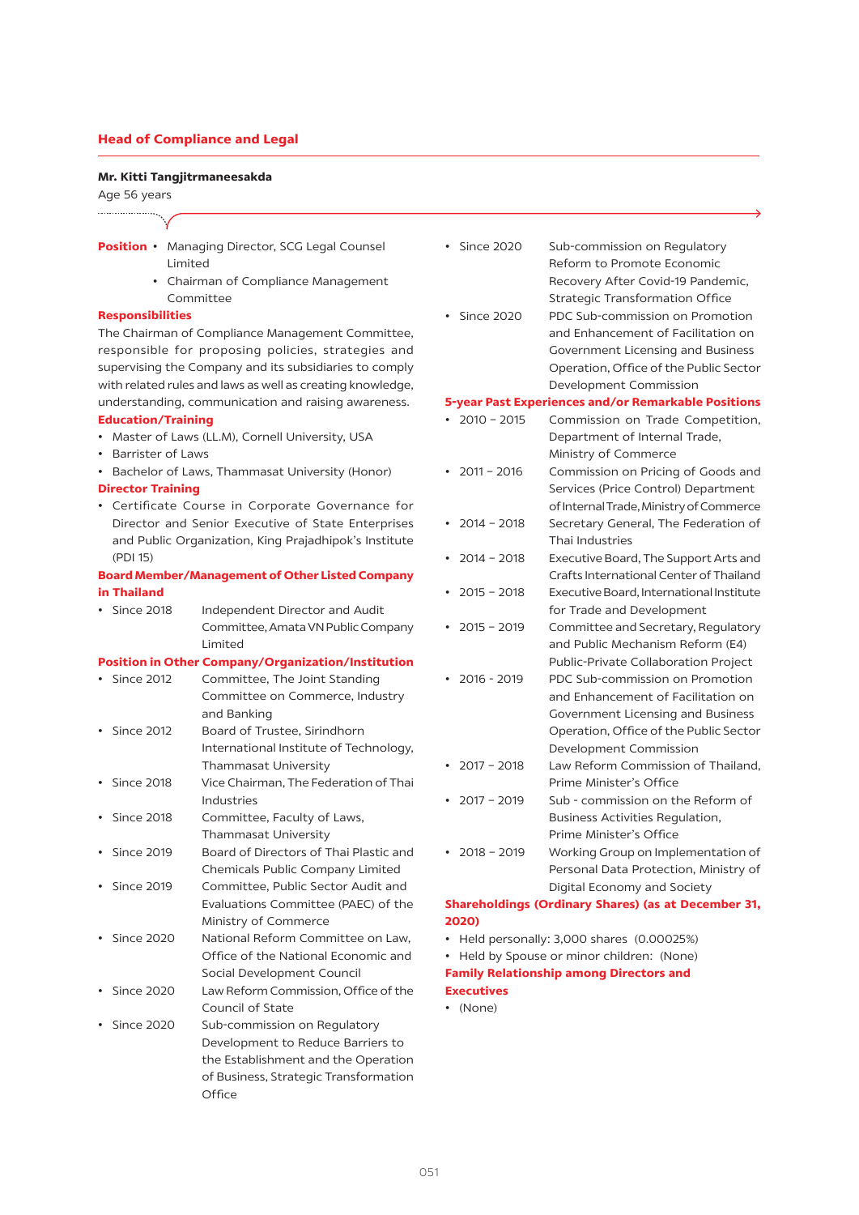## Head of Compliance and Legal

**Mr. Kitti Tangjitrmaneesakda**
Age 56 years

**Position**
- Managing Director, SCG Legal Counsel Limited
- Chairman of Compliance Management Committee

**Responsibilities**

The Chairman of Compliance Management Committee, responsible for proposing policies, strategies and supervising the Company and its subsidiaries to comply with related rules and laws as well as creating knowledge, understanding, communication and raising awareness.

**Education/Training**
- Master of Laws (LL.M), Cornell University, USA
- Barrister of Laws
- Bachelor of Laws, Thammasat University (Honor)

**Director Training**
- Certificate Course in Corporate Governance for Director and Senior Executive of State Enterprises and Public Organization, King Prajadhipok's Institute (PDI 15)

**Board Member/Management of Other Listed Company in Thailand**
- Since 2018 Independent Director and Audit Committee, Amata VN Public Company Limited

**Position in Other Company/Organization/Institution**
- Since 2012 Committee, The Joint Standing Committee on Commerce, Industry and Banking
- Since 2012 Board of Trustee, Sirindhorn International Institute of Technology, Thammasat University
- Since 2018 Vice Chairman, The Federation of Thai Industries
- Since 2018 Committee, Faculty of Laws, Thammasat University
- Since 2019 Board of Directors of Thai Plastic and Chemicals Public Company Limited
- Since 2019 Committee, Public Sector Audit and Evaluations Committee (PAEC) of the Ministry of Commerce
- Since 2020 National Reform Committee on Law, Office of the National Economic and Social Development Council
- Since 2020 Law Reform Commission, Office of the Council of State
- Since 2020 Sub-commission on Regulatory Development to Reduce Barriers to the Establishment and the Operation of Business, Strategic Transformation Office
- Since 2020 Sub-commission on Regulatory Reform to Promote Economic Recovery After Covid-19 Pandemic, Strategic Transformation Office
- Since 2020 PDC Sub-commission on Promotion and Enhancement of Facilitation on Government Licensing and Business Operation, Office of the Public Sector Development Commission

**5-year Past Experiences and/or Remarkable Positions**
- 2010 – 2015 Commission on Trade Competition, Department of Internal Trade, Ministry of Commerce
- 2011 – 2016 Commission on Pricing of Goods and Services (Price Control) Department of Internal Trade, Ministry of Commerce
- 2014 – 2018 Secretary General, The Federation of Thai Industries
- 2014 – 2018 Executive Board, The Support Arts and Crafts International Center of Thailand
- 2015 – 2018 Executive Board, International Institute for Trade and Development
- 2015 – 2019 Committee and Secretary, Regulatory and Public Mechanism Reform (E4) Public-Private Collaboration Project
- 2016 - 2019 PDC Sub-commission on Promotion and Enhancement of Facilitation on Government Licensing and Business Operation, Office of the Public Sector Development Commission
- 2017 – 2018 Law Reform Commission of Thailand, Prime Minister's Office
- 2017 – 2019 Sub - commission on the Reform of Business Activities Regulation, Prime Minister's Office
- 2018 – 2019 Working Group on Implementation of Personal Data Protection, Ministry of Digital Economy and Society

**Shareholdings (Ordinary Shares) (as at December 31, 2020)**
- Held personally: 3,000 shares (0.00025%)
- Held by Spouse or minor children: (None)

**Family Relationship among Directors and Executives**
- (None)